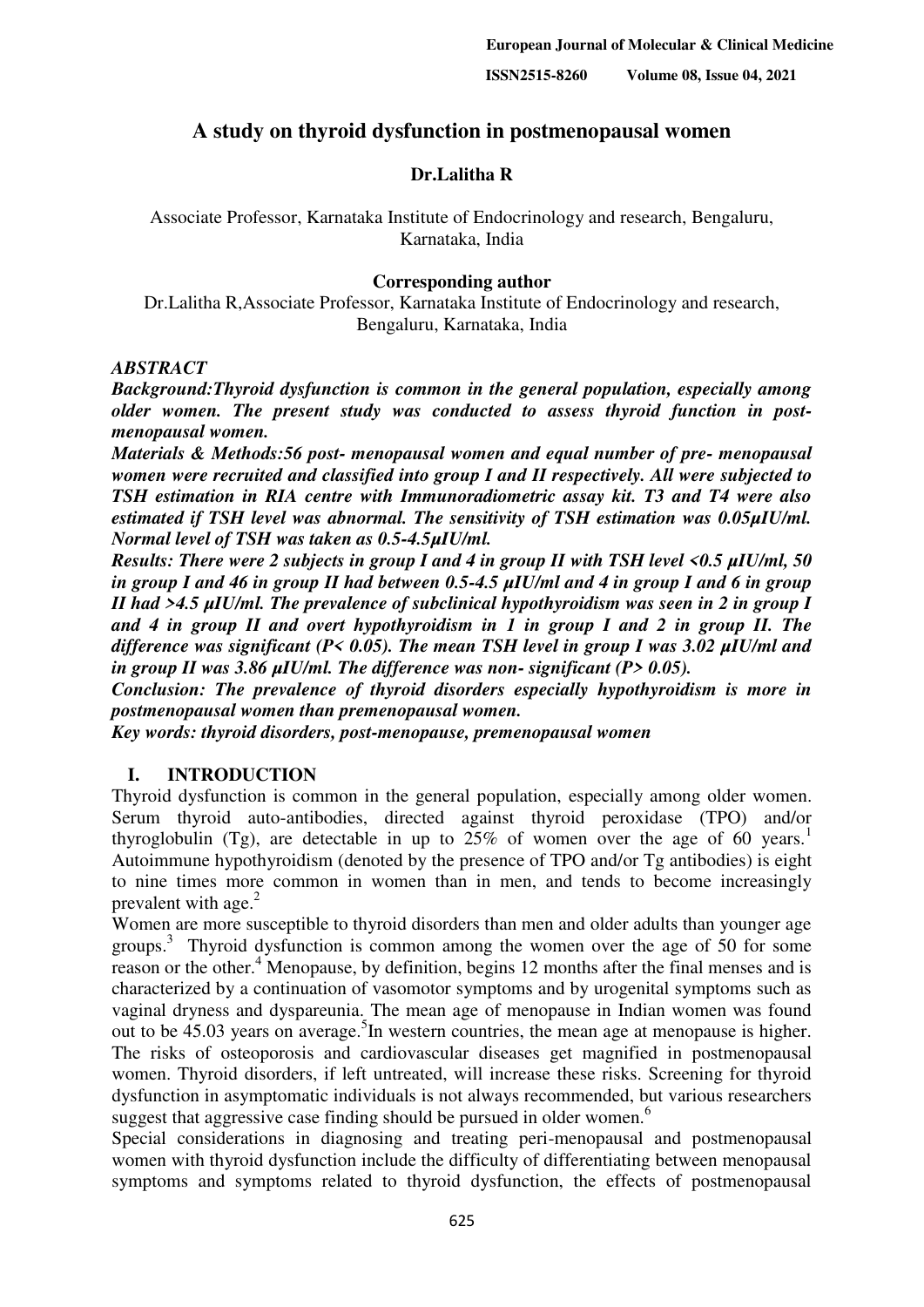# A study on thyroid dysfunction in postmenopausal women

**Dr.Lalitha R**

Associate Professor, Karnataka Institute of Endocrinology and research, Bengaluru, Karnataka, India

**Corresponding author**

Dr.Lalitha R,Associate Professor, Karnataka Institute of Endocrinology and research, Bengaluru, Karnataka, India

***ABSTRACT***

***Background:Thyroid dysfunction is common in the general population, especially among older women. The present study was conducted to assess thyroid function in post-menopausal women.***

***Materials & Methods:56 post- menopausal women and equal number of pre- menopausal women were recruited and classified into group I and II respectively. All were subjected to TSH estimation in RIA centre with Immunoradiometric assay kit. T3 and T4 were also estimated if TSH level was abnormal. The sensitivity of TSH estimation was 0.05µIU/ml. Normal level of TSH was taken as 0.5-4.5µIU/ml.***

***Results: There were 2 subjects in group I and 4 in group II with TSH level <0.5 µIU/ml, 50 in group I and 46 in group II had between 0.5-4.5 µIU/ml and 4 in group I and 6 in group II had >4.5 µIU/ml. The prevalence of subclinical hypothyroidism was seen in 2 in group I and 4 in group II and overt hypothyroidism in 1 in group I and 2 in group II. The difference was significant (P< 0.05). The mean TSH level in group I was 3.02 µIU/ml and in group II was 3.86 µIU/ml. The difference was non- significant (P> 0.05).***

***Conclusion: The prevalence of thyroid disorders especially hypothyroidism is more in postmenopausal women than premenopausal women.***

***Key words: thyroid disorders, post-menopause, premenopausal women***

## I. INTRODUCTION

Thyroid dysfunction is common in the general population, especially among older women. Serum thyroid auto-antibodies, directed against thyroid peroxidase (TPO) and/or thyroglobulin (Tg), are detectable in up to 25% of women over the age of 60 years.[1] Autoimmune hypothyroidism (denoted by the presence of TPO and/or Tg antibodies) is eight to nine times more common in women than in men, and tends to become increasingly prevalent with age.[2]

Women are more susceptible to thyroid disorders than men and older adults than younger age groups.[3] Thyroid dysfunction is common among the women over the age of 50 for some reason or the other.[4] Menopause, by definition, begins 12 months after the final menses and is characterized by a continuation of vasomotor symptoms and by urogenital symptoms such as vaginal dryness and dyspareunia. The mean age of menopause in Indian women was found out to be 45.03 years on average.[5]In western countries, the mean age at menopause is higher. The risks of osteoporosis and cardiovascular diseases get magnified in postmenopausal women. Thyroid disorders, if left untreated, will increase these risks. Screening for thyroid dysfunction in asymptomatic individuals is not always recommended, but various researchers suggest that aggressive case finding should be pursued in older women.[6]

Special considerations in diagnosing and treating peri-menopausal and postmenopausal women with thyroid dysfunction include the difficulty of differentiating between menopausal symptoms and symptoms related to thyroid dysfunction, the effects of postmenopausal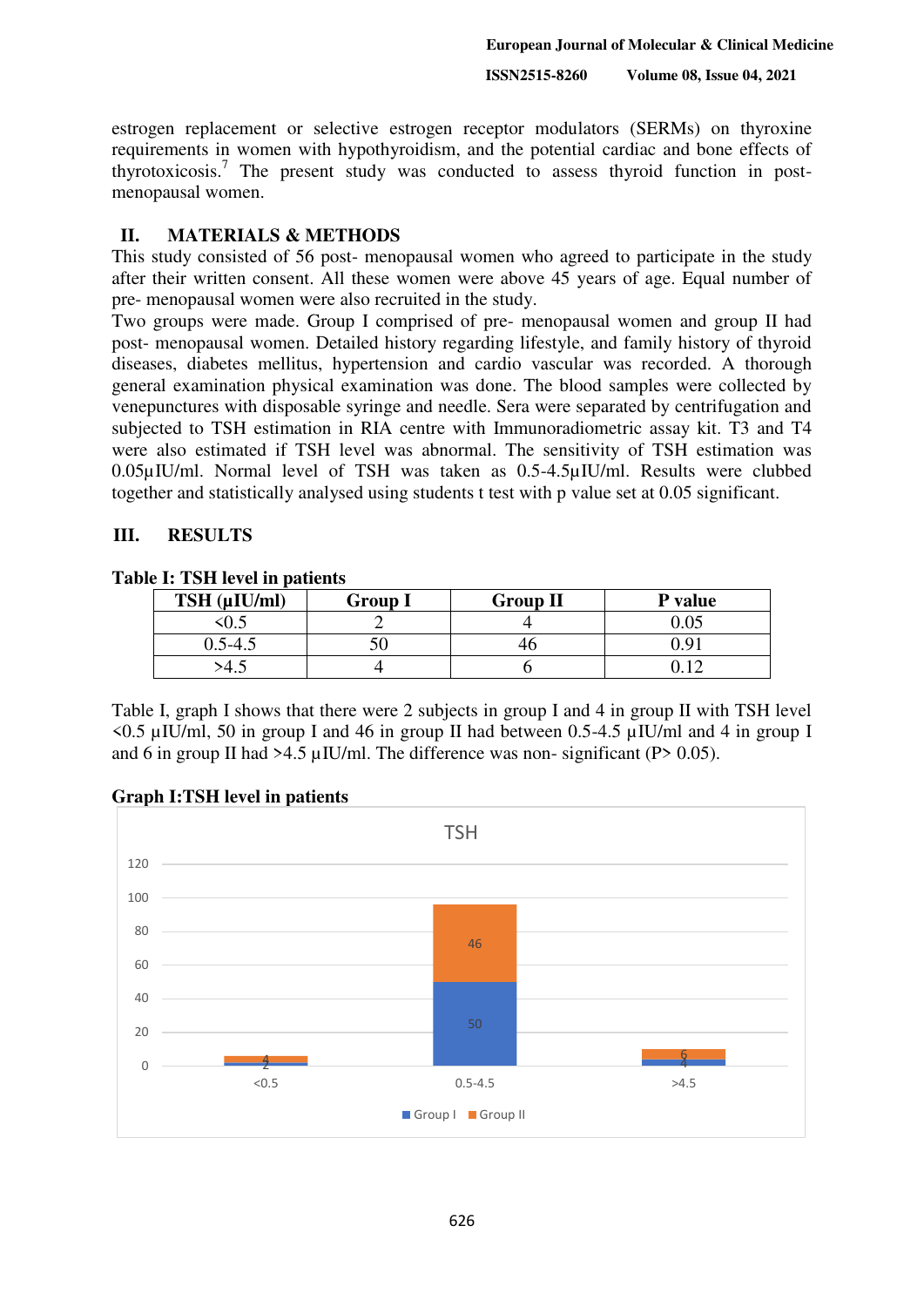estrogen replacement or selective estrogen receptor modulators (SERMs) on thyroxine requirements in women with hypothyroidism, and the potential cardiac and bone effects of thyrotoxicosis.[7] The present study was conducted to assess thyroid function in post-menopausal women.

## II. MATERIALS & METHODS

This study consisted of 56 post- menopausal women who agreed to participate in the study after their written consent. All these women were above 45 years of age. Equal number of pre- menopausal women were also recruited in the study.

Two groups were made. Group I comprised of pre- menopausal women and group II had post- menopausal women. Detailed history regarding lifestyle, and family history of thyroid diseases, diabetes mellitus, hypertension and cardio vascular was recorded. A thorough general examination physical examination was done. The blood samples were collected by venepunctures with disposable syringe and needle. Sera were separated by centrifugation and subjected to TSH estimation in RIA centre with Immunoradiometric assay kit. T3 and T4 were also estimated if TSH level was abnormal. The sensitivity of TSH estimation was 0.05µIU/ml. Normal level of TSH was taken as 0.5-4.5µIU/ml. Results were clubbed together and statistically analysed using students t test with p value set at 0.05 significant.

## III. RESULTS

**Table I: TSH level in patients**

| TSH (µIU/ml) | Group I | Group II | P value |
|---|---|---|---|
| <0.5 | 2 | 4 | 0.05 |
| 0.5-4.5 | 50 | 46 | 0.91 |
| >4.5 | 4 | 6 | 0.12 |

Table I, graph I shows that there were 2 subjects in group I and 4 in group II with TSH level <0.5 µIU/ml, 50 in group I and 46 in group II had between 0.5-4.5 µIU/ml and 4 in group I and 6 in group II had >4.5 µIU/ml. The difference was non- significant (P> 0.05).

**Graph I:TSH level in patients**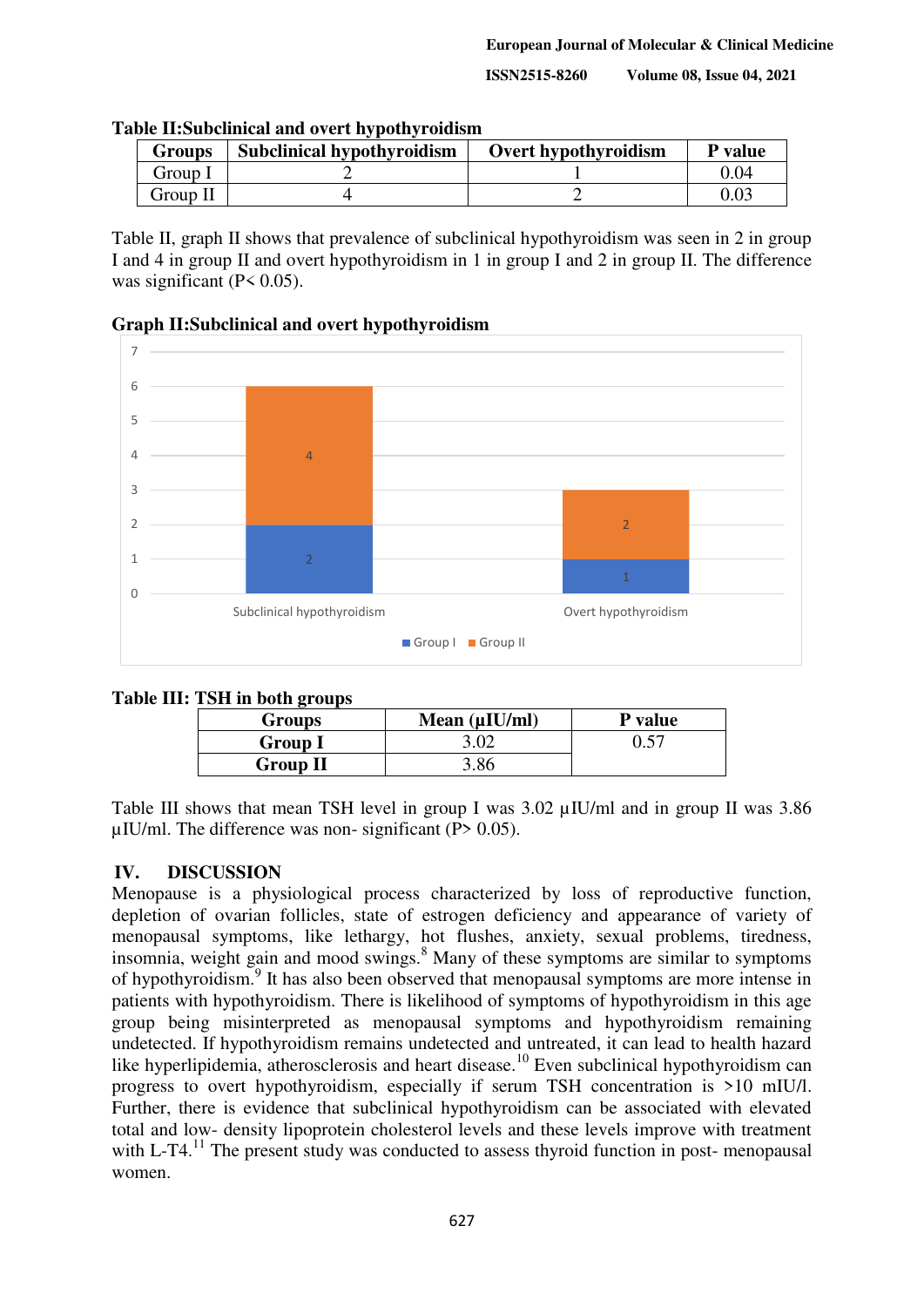**Table II:Subclinical and overt hypothyroidism**

| Groups | Subclinical hypothyroidism | Overt hypothyroidism | P value |
|---|---|---|---|
| Group I | 2 | 1 | 0.04 |
| Group II | 4 | 2 | 0.03 |

Table II, graph II shows that prevalence of subclinical hypothyroidism was seen in 2 in group I and 4 in group II and overt hypothyroidism in 1 in group I and 2 in group II. The difference was significant (P< 0.05).

**Graph II:Subclinical and overt hypothyroidism**

**Table III: TSH in both groups**

| Groups | Mean (µIU/ml) | P value |
|---|---|---|
| **Group I** | 3.02 | 0.57 |
| **Group II** | 3.86 | |

Table III shows that mean TSH level in group I was 3.02 µIU/ml and in group II was 3.86 µIU/ml. The difference was non- significant (P> 0.05).

## IV. DISCUSSION

Menopause is a physiological process characterized by loss of reproductive function, depletion of ovarian follicles, state of estrogen deficiency and appearance of variety of menopausal symptoms, like lethargy, hot flushes, anxiety, sexual problems, tiredness, insomnia, weight gain and mood swings.[8] Many of these symptoms are similar to symptoms of hypothyroidism.[9] It has also been observed that menopausal symptoms are more intense in patients with hypothyroidism. There is likelihood of symptoms of hypothyroidism in this age group being misinterpreted as menopausal symptoms and hypothyroidism remaining undetected. If hypothyroidism remains undetected and untreated, it can lead to health hazard like hyperlipidemia, atherosclerosis and heart disease.[10] Even subclinical hypothyroidism can progress to overt hypothyroidism, especially if serum TSH concentration is >10 mIU/l. Further, there is evidence that subclinical hypothyroidism can be associated with elevated total and low- density lipoprotein cholesterol levels and these levels improve with treatment with L-T4.[11] The present study was conducted to assess thyroid function in post- menopausal women.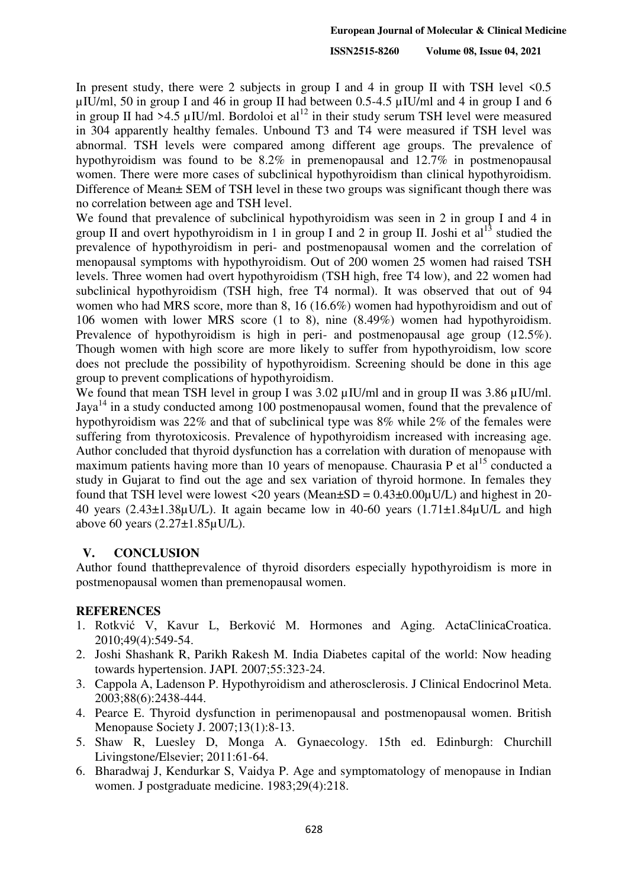In present study, there were 2 subjects in group I and 4 in group II with TSH level <0.5 µIU/ml, 50 in group I and 46 in group II had between 0.5-4.5 µIU/ml and 4 in group I and 6 in group II had >4.5 µIU/ml. Bordoloi et al[12] in their study serum TSH level were measured in 304 apparently healthy females. Unbound T3 and T4 were measured if TSH level was abnormal. TSH levels were compared among different age groups. The prevalence of hypothyroidism was found to be 8.2% in premenopausal and 12.7% in postmenopausal women. There were more cases of subclinical hypothyroidism than clinical hypothyroidism. Difference of Mean± SEM of TSH level in these two groups was significant though there was no correlation between age and TSH level.

We found that prevalence of subclinical hypothyroidism was seen in 2 in group I and 4 in group II and overt hypothyroidism in 1 in group I and 2 in group II. Joshi et al[13] studied the prevalence of hypothyroidism in peri- and postmenopausal women and the correlation of menopausal symptoms with hypothyroidism. Out of 200 women 25 women had raised TSH levels. Three women had overt hypothyroidism (TSH high, free T4 low), and 22 women had subclinical hypothyroidism (TSH high, free T4 normal). It was observed that out of 94 women who had MRS score, more than 8, 16 (16.6%) women had hypothyroidism and out of 106 women with lower MRS score (1 to 8), nine (8.49%) women had hypothyroidism. Prevalence of hypothyroidism is high in peri- and postmenopausal age group (12.5%). Though women with high score are more likely to suffer from hypothyroidism, low score does not preclude the possibility of hypothyroidism. Screening should be done in this age group to prevent complications of hypothyroidism.

We found that mean TSH level in group I was 3.02 µIU/ml and in group II was 3.86 µIU/ml. Jaya[14] in a study conducted among 100 postmenopausal women, found that the prevalence of hypothyroidism was 22% and that of subclinical type was 8% while 2% of the females were suffering from thyrotoxicosis. Prevalence of hypothyroidism increased with increasing age. Author concluded that thyroid dysfunction has a correlation with duration of menopause with maximum patients having more than 10 years of menopause. Chaurasia P et al[15] conducted a study in Gujarat to find out the age and sex variation of thyroid hormone. In females they found that TSH level were lowest <20 years (Mean±SD = 0.43±0.00µU/L) and highest in 20-40 years (2.43±1.38µU/L). It again became low in 40-60 years (1.71±1.84µU/L and high above 60 years (2.27±1.85µU/L).

## V. CONCLUSION

Author found thattheprevalence of thyroid disorders especially hypothyroidism is more in postmenopausal women than premenopausal women.

## REFERENCES

1. Rotkvić V, Kavur L, Berković M. Hormones and Aging. ActaClinicaCroatica. 2010;49(4):549-54.
2. Joshi Shashank R, Parikh Rakesh M. India Diabetes capital of the world: Now heading towards hypertension. JAPI. 2007;55:323-24.
3. Cappola A, Ladenson P. Hypothyroidism and atherosclerosis. J Clinical Endocrinol Meta. 2003;88(6):2438-444.
4. Pearce E. Thyroid dysfunction in perimenopausal and postmenopausal women. British Menopause Society J. 2007;13(1):8-13.
5. Shaw R, Luesley D, Monga A. Gynaecology. 15th ed. Edinburgh: Churchill Livingstone/Elsevier; 2011:61-64.
6. Bharadwaj J, Kendurkar S, Vaidya P. Age and symptomatology of menopause in Indian women. J postgraduate medicine. 1983;29(4):218.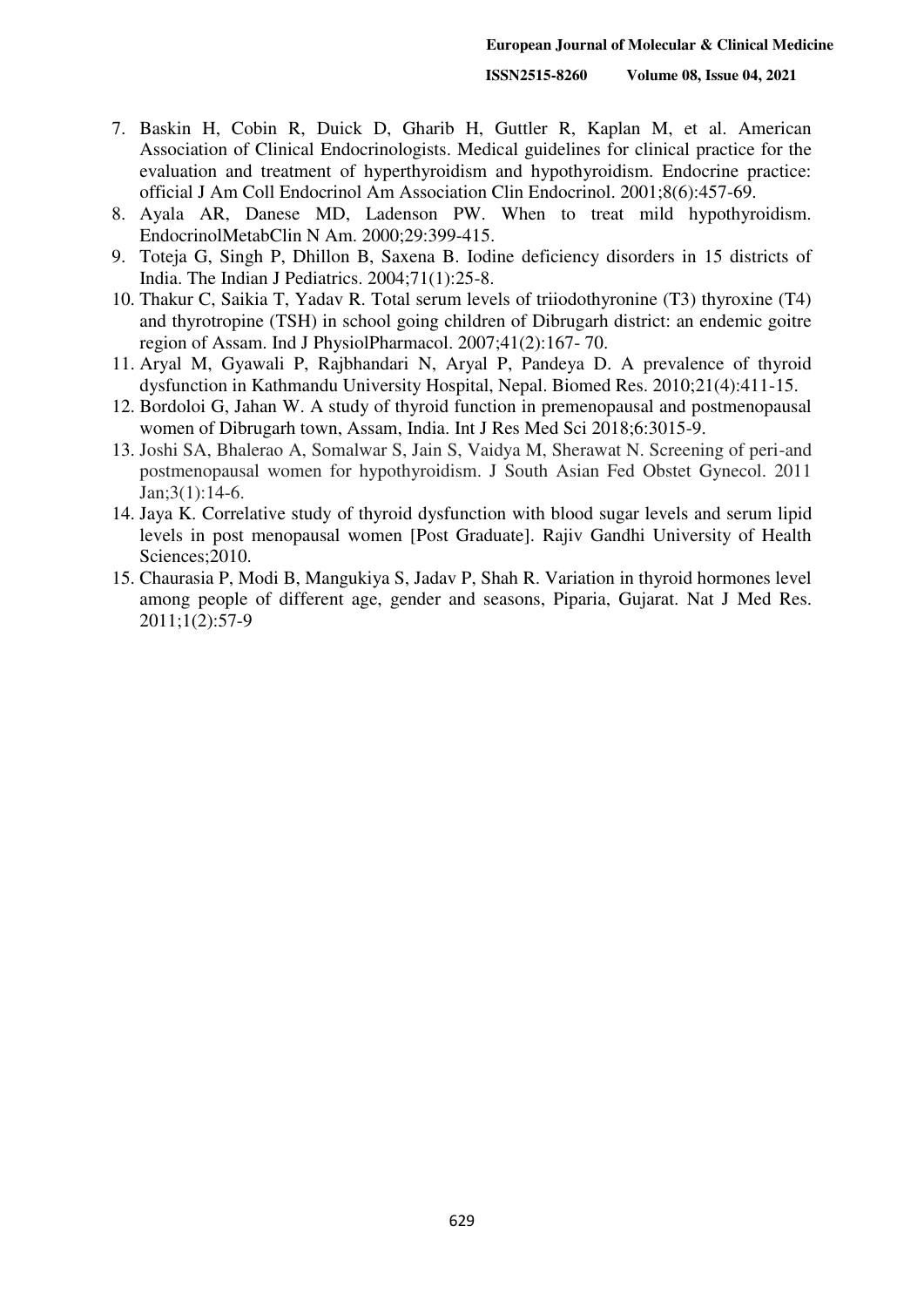7. Baskin H, Cobin R, Duick D, Gharib H, Guttler R, Kaplan M, et al. American Association of Clinical Endocrinologists. Medical guidelines for clinical practice for the evaluation and treatment of hyperthyroidism and hypothyroidism. Endocrine practice: official J Am Coll Endocrinol Am Association Clin Endocrinol. 2001;8(6):457-69.
8. Ayala AR, Danese MD, Ladenson PW. When to treat mild hypothyroidism. EndocrinolMetabClin N Am. 2000;29:399-415.
9. Toteja G, Singh P, Dhillon B, Saxena B. Iodine deficiency disorders in 15 districts of India. The Indian J Pediatrics. 2004;71(1):25-8.
10. Thakur C, Saikia T, Yadav R. Total serum levels of triiodothyronine (T3) thyroxine (T4) and thyrotropine (TSH) in school going children of Dibrugarh district: an endemic goitre region of Assam. Ind J PhysiolPharmacol. 2007;41(2):167- 70.
11. Aryal M, Gyawali P, Rajbhandari N, Aryal P, Pandeya D. A prevalence of thyroid dysfunction in Kathmandu University Hospital, Nepal. Biomed Res. 2010;21(4):411-15.
12. Bordoloi G, Jahan W. A study of thyroid function in premenopausal and postmenopausal women of Dibrugarh town, Assam, India. Int J Res Med Sci 2018;6:3015-9.
13. Joshi SA, Bhalerao A, Somalwar S, Jain S, Vaidya M, Sherawat N. Screening of peri-and postmenopausal women for hypothyroidism. J South Asian Fed Obstet Gynecol. 2011 Jan;3(1):14-6.
14. Jaya K. Correlative study of thyroid dysfunction with blood sugar levels and serum lipid levels in post menopausal women [Post Graduate]. Rajiv Gandhi University of Health Sciences;2010.
15. Chaurasia P, Modi B, Mangukiya S, Jadav P, Shah R. Variation in thyroid hormones level among people of different age, gender and seasons, Piparia, Gujarat. Nat J Med Res. 2011;1(2):57-9